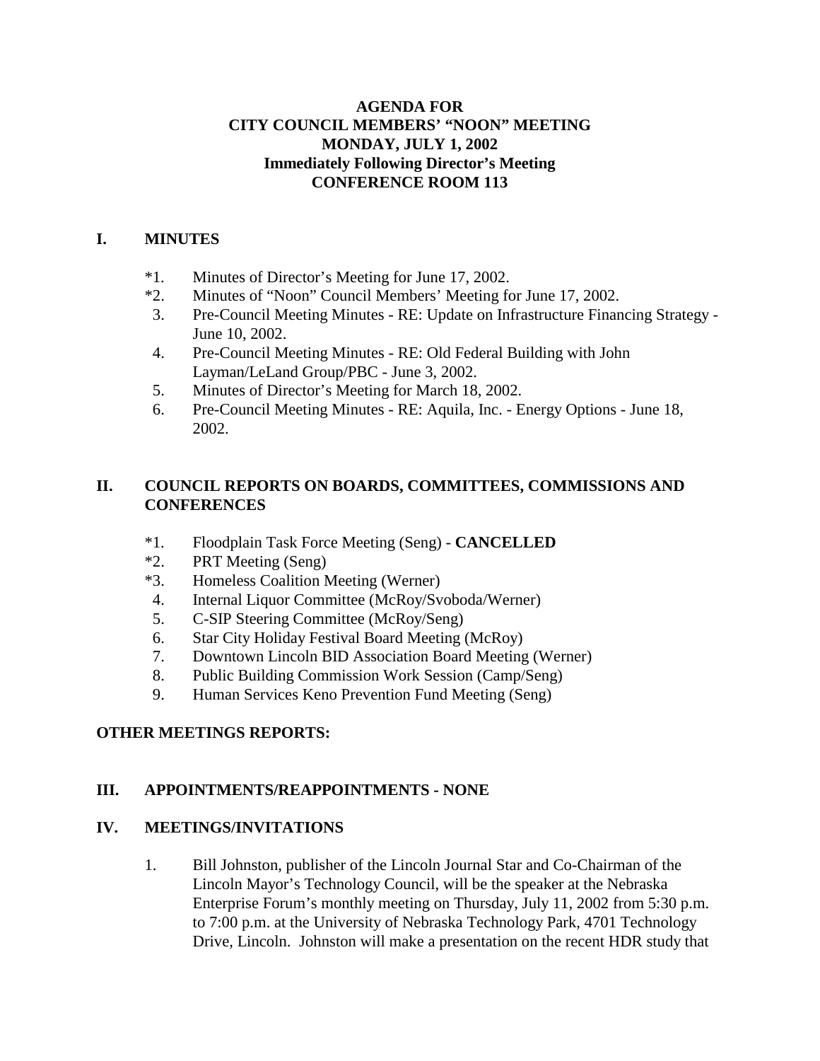**AGENDA FOR**
**CITY COUNCIL MEMBERS' "NOON" MEETING**
**MONDAY, JULY 1, 2002**
**Immediately Following Director's Meeting**
**CONFERENCE ROOM 113**

## I. MINUTES

*1. Minutes of Director's Meeting for June 17, 2002.
*2. Minutes of "Noon" Council Members' Meeting for June 17, 2002.
3. Pre-Council Meeting Minutes - RE: Update on Infrastructure Financing Strategy - June 10, 2002.
4. Pre-Council Meeting Minutes - RE: Old Federal Building with John Layman/LeLand Group/PBC - June 3, 2002.
5. Minutes of Director's Meeting for March 18, 2002.
6. Pre-Council Meeting Minutes - RE: Aquila, Inc. - Energy Options - June 18, 2002.

## II. COUNCIL REPORTS ON BOARDS, COMMITTEES, COMMISSIONS AND CONFERENCES

*1. Floodplain Task Force Meeting (Seng) - **CANCELLED**
*2. PRT Meeting (Seng)
*3. Homeless Coalition Meeting (Werner)
4. Internal Liquor Committee (McRoy/Svoboda/Werner)
5. C-SIP Steering Committee (McRoy/Seng)
6. Star City Holiday Festival Board Meeting (McRoy)
7. Downtown Lincoln BID Association Board Meeting (Werner)
8. Public Building Commission Work Session (Camp/Seng)
9. Human Services Keno Prevention Fund Meeting (Seng)

## OTHER MEETINGS REPORTS:

## III. APPOINTMENTS/REAPPOINTMENTS - NONE

## IV. MEETINGS/INVITATIONS

1. Bill Johnston, publisher of the Lincoln Journal Star and Co-Chairman of the Lincoln Mayor's Technology Council, will be the speaker at the Nebraska Enterprise Forum's monthly meeting on Thursday, July 11, 2002 from 5:30 p.m. to 7:00 p.m. at the University of Nebraska Technology Park, 4701 Technology Drive, Lincoln. Johnston will make a presentation on the recent HDR study that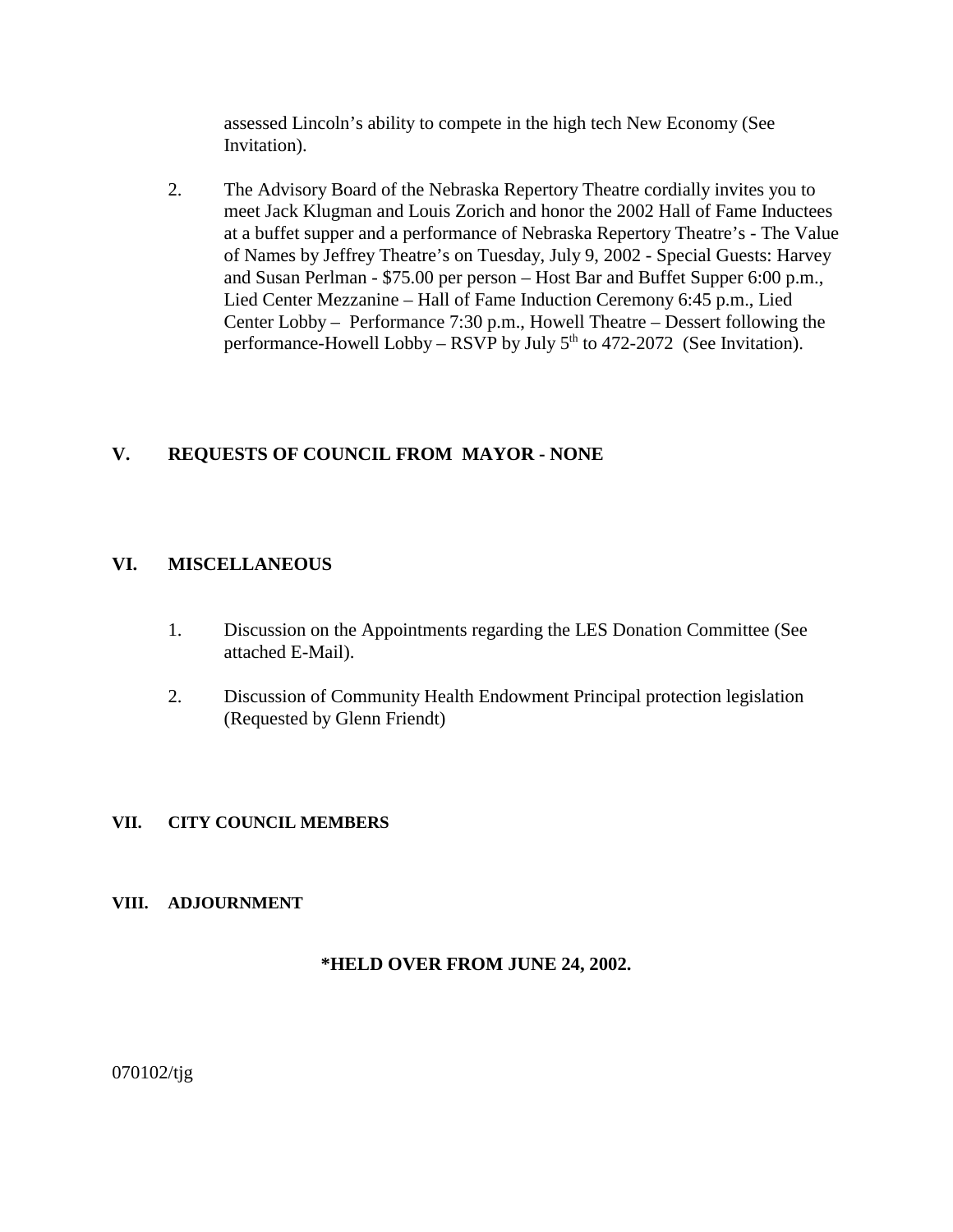assessed Lincoln's ability to compete in the high tech New Economy (See Invitation).

2. The Advisory Board of the Nebraska Repertory Theatre cordially invites you to meet Jack Klugman and Louis Zorich and honor the 2002 Hall of Fame Inductees at a buffet supper and a performance of Nebraska Repertory Theatre's - The Value of Names by Jeffrey Theatre's on Tuesday, July 9, 2002 - Special Guests: Harvey and Susan Perlman - $75.00 per person – Host Bar and Buffet Supper 6:00 p.m., Lied Center Mezzanine – Hall of Fame Induction Ceremony 6:45 p.m., Lied Center Lobby – Performance 7:30 p.m., Howell Theatre – Dessert following the performance-Howell Lobby – RSVP by July 5th to 472-2072 (See Invitation).

## V. REQUESTS OF COUNCIL FROM MAYOR - NONE

## VI. MISCELLANEOUS

1. Discussion on the Appointments regarding the LES Donation Committee (See attached E-Mail).

2. Discussion of Community Health Endowment Principal protection legislation (Requested by Glenn Friendt)

## VII. CITY COUNCIL MEMBERS

## VIII. ADJOURNMENT

**\*HELD OVER FROM JUNE 24, 2002.**

070102/tjg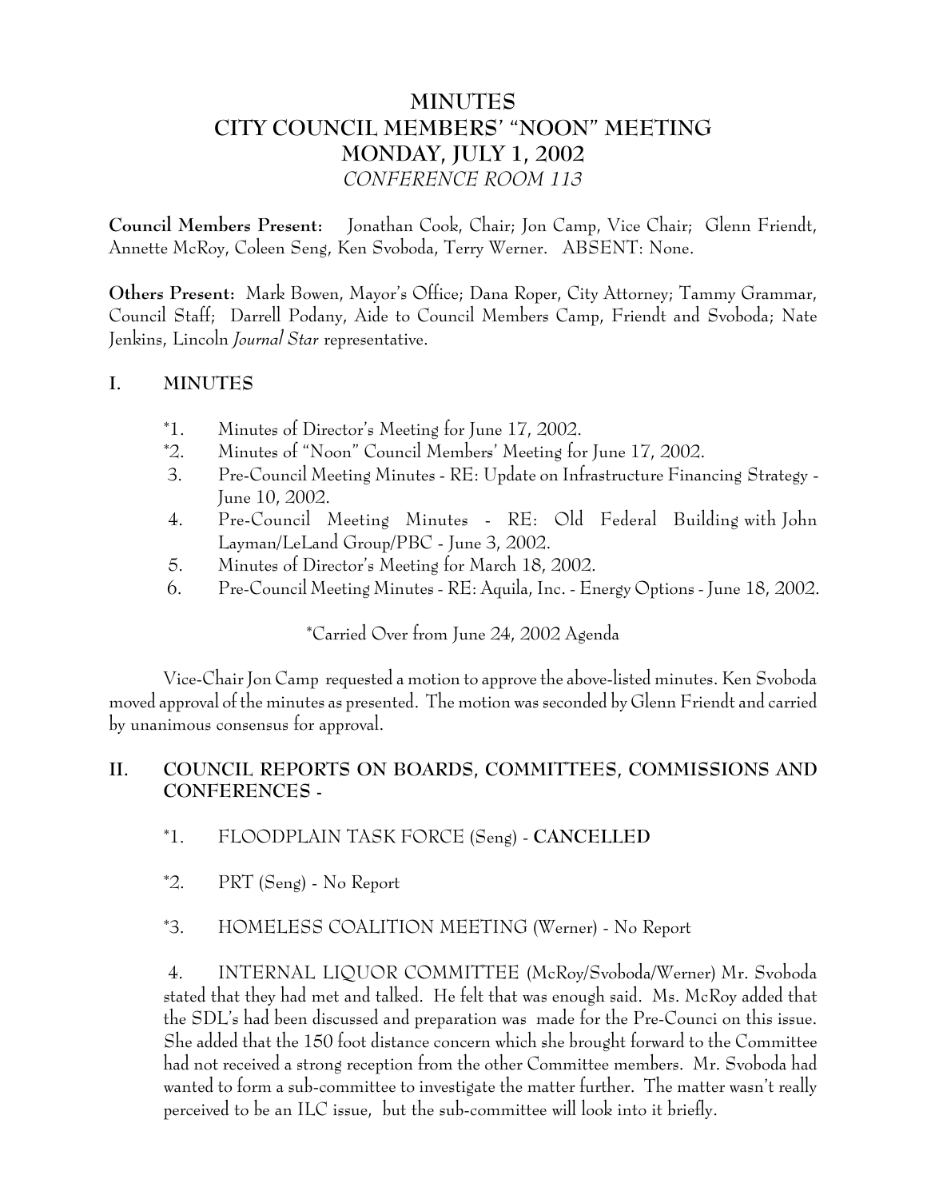# MINUTES
# CITY COUNCIL MEMBERS' "NOON" MEETING
# MONDAY, JULY 1, 2002
*CONFERENCE ROOM 113*

**Council Members Present:** Jonathan Cook, Chair; Jon Camp, Vice Chair; Glenn Friendt, Annette McRoy, Coleen Seng, Ken Svoboda, Terry Werner. ABSENT: None.

**Others Present:** Mark Bowen, Mayor's Office; Dana Roper, City Attorney; Tammy Grammar, Council Staff; Darrell Podany, Aide to Council Members Camp, Friendt and Svoboda; Nate Jenkins, Lincoln *Journal Star* representative.

## I. MINUTES

*1. Minutes of Director's Meeting for June 17, 2002.
*2. Minutes of "Noon" Council Members' Meeting for June 17, 2002.
3. Pre-Council Meeting Minutes - RE: Update on Infrastructure Financing Strategy - June 10, 2002.
4. Pre-Council Meeting Minutes - RE: Old Federal Building with John Layman/LeLand Group/PBC - June 3, 2002.
5. Minutes of Director's Meeting for March 18, 2002.
6. Pre-Council Meeting Minutes - RE: Aquila, Inc. - Energy Options - June 18, 2002.

*Carried Over from June 24, 2002 Agenda

Vice-Chair Jon Camp requested a motion to approve the above-listed minutes. Ken Svoboda moved approval of the minutes as presented. The motion was seconded by Glenn Friendt and carried by unanimous consensus for approval.

## II. COUNCIL REPORTS ON BOARDS, COMMITTEES, COMMISSIONS AND CONFERENCES -

*1. FLOODPLAIN TASK FORCE (Seng) - **CANCELLED**

*2. PRT (Seng) - No Report

*3. HOMELESS COALITION MEETING (Werner) - No Report

4. INTERNAL LIQUOR COMMITTEE (McRoy/Svoboda/Werner) Mr. Svoboda stated that they had met and talked. He felt that was enough said. Ms. McRoy added that the SDL's had been discussed and preparation was made for the Pre-Counci on this issue. She added that the 150 foot distance concern which she brought forward to the Committee had not received a strong reception from the other Committee members. Mr. Svoboda had wanted to form a sub-committee to investigate the matter further. The matter wasn't really perceived to be an ILC issue, but the sub-committee will look into it briefly.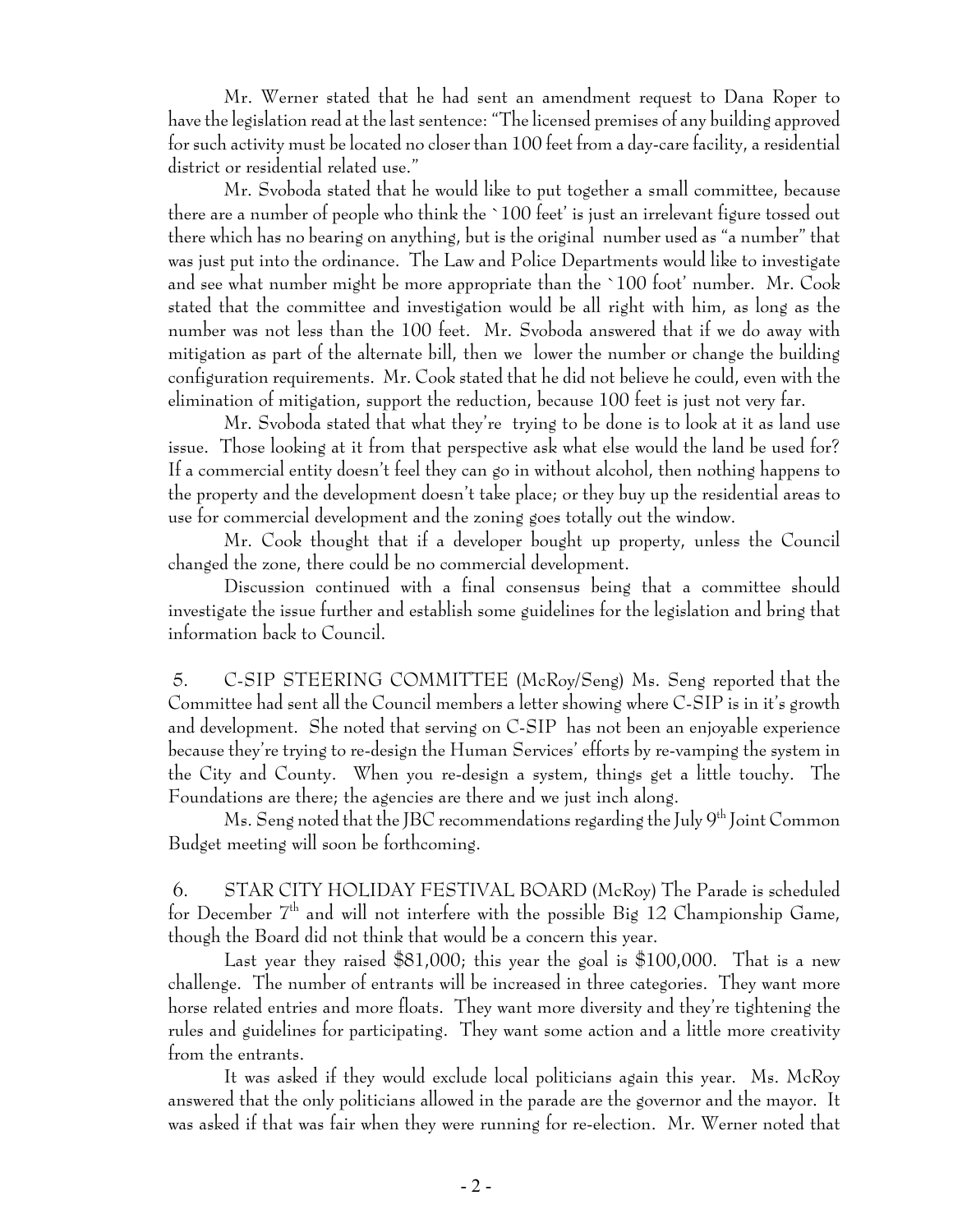Mr. Werner stated that he had sent an amendment request to Dana Roper to have the legislation read at the last sentence: "The licensed premises of any building approved for such activity must be located no closer than 100 feet from a day-care facility, a residential district or residential related use."

Mr. Svoboda stated that he would like to put together a small committee, because there are a number of people who think the `100 feet' is just an irrelevant figure tossed out there which has no bearing on anything, but is the original number used as "a number" that was just put into the ordinance. The Law and Police Departments would like to investigate and see what number might be more appropriate than the `100 foot' number. Mr. Cook stated that the committee and investigation would be all right with him, as long as the number was not less than the 100 feet. Mr. Svoboda answered that if we do away with mitigation as part of the alternate bill, then we lower the number or change the building configuration requirements. Mr. Cook stated that he did not believe he could, even with the elimination of mitigation, support the reduction, because 100 feet is just not very far.

Mr. Svoboda stated that what they're trying to be done is to look at it as land use issue. Those looking at it from that perspective ask what else would the land be used for? If a commercial entity doesn't feel they can go in without alcohol, then nothing happens to the property and the development doesn't take place; or they buy up the residential areas to use for commercial development and the zoning goes totally out the window.

Mr. Cook thought that if a developer bought up property, unless the Council changed the zone, there could be no commercial development.

Discussion continued with a final consensus being that a committee should investigate the issue further and establish some guidelines for the legislation and bring that information back to Council.

5. C-SIP STEERING COMMITTEE (McRoy/Seng) Ms. Seng reported that the Committee had sent all the Council members a letter showing where C-SIP is in it's growth and development. She noted that serving on C-SIP has not been an enjoyable experience because they're trying to re-design the Human Services' efforts by re-vamping the system in the City and County. When you re-design a system, things get a little touchy. The Foundations are there; the agencies are there and we just inch along.

Ms. Seng noted that the JBC recommendations regarding the July 9th Joint Common Budget meeting will soon be forthcoming.

6. STAR CITY HOLIDAY FESTIVAL BOARD (McRoy) The Parade is scheduled for December 7th and will not interfere with the possible Big 12 Championship Game, though the Board did not think that would be a concern this year.

Last year they raised $81,000; this year the goal is $100,000. That is a new challenge. The number of entrants will be increased in three categories. They want more horse related entries and more floats. They want more diversity and they're tightening the rules and guidelines for participating. They want some action and a little more creativity from the entrants.

It was asked if they would exclude local politicians again this year. Ms. McRoy answered that the only politicians allowed in the parade are the governor and the mayor. It was asked if that was fair when they were running for re-election. Mr. Werner noted that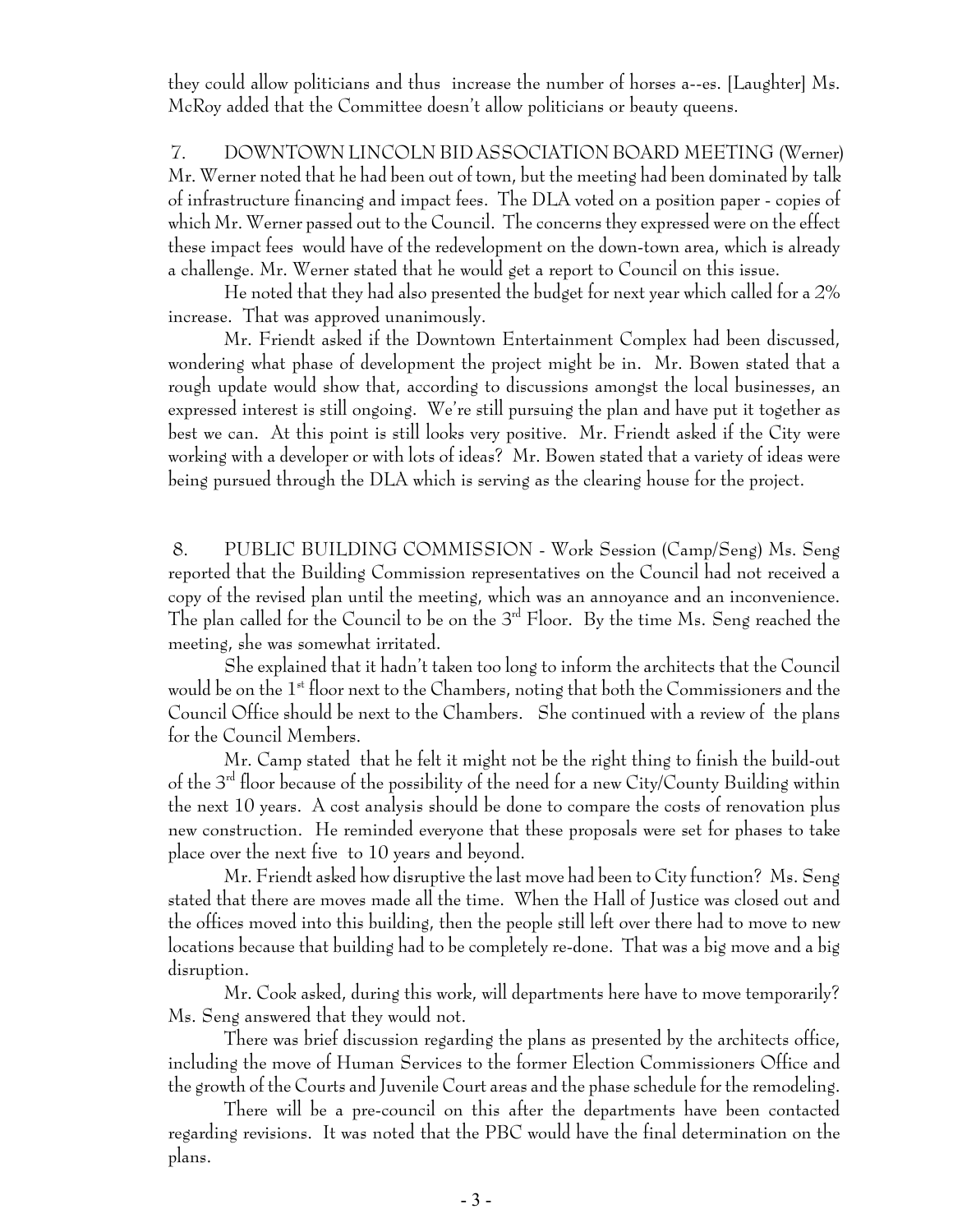they could allow politicians and thus increase the number of horses a--es. [Laughter] Ms. McRoy added that the Committee doesn't allow politicians or beauty queens.

7. DOWNTOWN LINCOLN BID ASSOCIATION BOARD MEETING (Werner) Mr. Werner noted that he had been out of town, but the meeting had been dominated by talk of infrastructure financing and impact fees. The DLA voted on a position paper - copies of which Mr. Werner passed out to the Council. The concerns they expressed were on the effect these impact fees would have of the redevelopment on the down-town area, which is already a challenge. Mr. Werner stated that he would get a report to Council on this issue.

He noted that they had also presented the budget for next year which called for a 2% increase. That was approved unanimously.

Mr. Friendt asked if the Downtown Entertainment Complex had been discussed, wondering what phase of development the project might be in. Mr. Bowen stated that a rough update would show that, according to discussions amongst the local businesses, an expressed interest is still ongoing. We're still pursuing the plan and have put it together as best we can. At this point is still looks very positive. Mr. Friendt asked if the City were working with a developer or with lots of ideas? Mr. Bowen stated that a variety of ideas were being pursued through the DLA which is serving as the clearing house for the project.

8. PUBLIC BUILDING COMMISSION - Work Session (Camp/Seng) Ms. Seng reported that the Building Commission representatives on the Council had not received a copy of the revised plan until the meeting, which was an annoyance and an inconvenience. The plan called for the Council to be on the 3rd Floor. By the time Ms. Seng reached the meeting, she was somewhat irritated.

She explained that it hadn't taken too long to inform the architects that the Council would be on the 1st floor next to the Chambers, noting that both the Commissioners and the Council Office should be next to the Chambers. She continued with a review of the plans for the Council Members.

Mr. Camp stated that he felt it might not be the right thing to finish the build-out of the 3rd floor because of the possibility of the need for a new City/County Building within the next 10 years. A cost analysis should be done to compare the costs of renovation plus new construction. He reminded everyone that these proposals were set for phases to take place over the next five to 10 years and beyond.

Mr. Friendt asked how disruptive the last move had been to City function? Ms. Seng stated that there are moves made all the time. When the Hall of Justice was closed out and the offices moved into this building, then the people still left over there had to move to new locations because that building had to be completely re-done. That was a big move and a big disruption.

Mr. Cook asked, during this work, will departments here have to move temporarily? Ms. Seng answered that they would not.

There was brief discussion regarding the plans as presented by the architects office, including the move of Human Services to the former Election Commissioners Office and the growth of the Courts and Juvenile Court areas and the phase schedule for the remodeling.

There will be a pre-council on this after the departments have been contacted regarding revisions. It was noted that the PBC would have the final determination on the plans.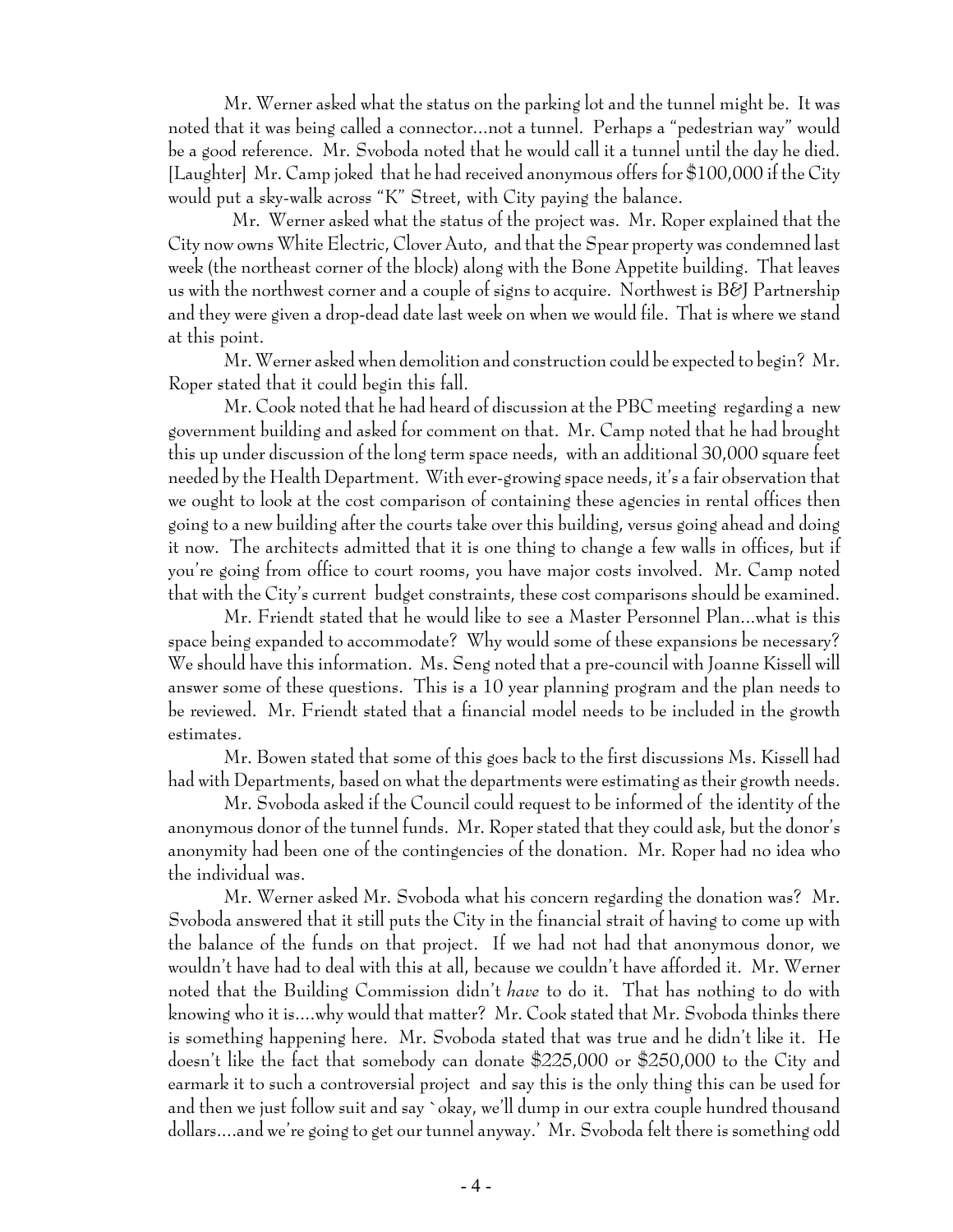Mr. Werner asked what the status on the parking lot and the tunnel might be. It was noted that it was being called a connector...not a tunnel. Perhaps a "pedestrian way" would be a good reference. Mr. Svoboda noted that he would call it a tunnel until the day he died. [Laughter] Mr. Camp joked that he had received anonymous offers for $100,000 if the City would put a sky-walk across "K" Street, with City paying the balance.

Mr. Werner asked what the status of the project was. Mr. Roper explained that the City now owns White Electric, Clover Auto, and that the Spear property was condemned last week (the northeast corner of the block) along with the Bone Appetite building. That leaves us with the northwest corner and a couple of signs to acquire. Northwest is B&J Partnership and they were given a drop-dead date last week on when we would file. That is where we stand at this point.

Mr. Werner asked when demolition and construction could be expected to begin? Mr. Roper stated that it could begin this fall.

Mr. Cook noted that he had heard of discussion at the PBC meeting regarding a new government building and asked for comment on that. Mr. Camp noted that he had brought this up under discussion of the long term space needs, with an additional 30,000 square feet needed by the Health Department. With ever-growing space needs, it's a fair observation that we ought to look at the cost comparison of containing these agencies in rental offices then going to a new building after the courts take over this building, versus going ahead and doing it now. The architects admitted that it is one thing to change a few walls in offices, but if you're going from office to court rooms, you have major costs involved. Mr. Camp noted that with the City's current budget constraints, these cost comparisons should be examined.

Mr. Friendt stated that he would like to see a Master Personnel Plan...what is this space being expanded to accommodate? Why would some of these expansions be necessary? We should have this information. Ms. Seng noted that a pre-council with Joanne Kissell will answer some of these questions. This is a 10 year planning program and the plan needs to be reviewed. Mr. Friendt stated that a financial model needs to be included in the growth estimates.

Mr. Bowen stated that some of this goes back to the first discussions Ms. Kissell had had with Departments, based on what the departments were estimating as their growth needs.

Mr. Svoboda asked if the Council could request to be informed of the identity of the anonymous donor of the tunnel funds. Mr. Roper stated that they could ask, but the donor's anonymity had been one of the contingencies of the donation. Mr. Roper had no idea who the individual was.

Mr. Werner asked Mr. Svoboda what his concern regarding the donation was? Mr. Svoboda answered that it still puts the City in the financial strait of having to come up with the balance of the funds on that project. If we had not had that anonymous donor, we wouldn't have had to deal with this at all, because we couldn't have afforded it. Mr. Werner noted that the Building Commission didn't *have* to do it. That has nothing to do with knowing who it is....why would that matter? Mr. Cook stated that Mr. Svoboda thinks there is something happening here. Mr. Svoboda stated that was true and he didn't like it. He doesn't like the fact that somebody can donate $225,000 or $250,000 to the City and earmark it to such a controversial project and say this is the only thing this can be used for and then we just follow suit and say `okay, we'll dump in our extra couple hundred thousand dollars....and we're going to get our tunnel anyway.' Mr. Svoboda felt there is something odd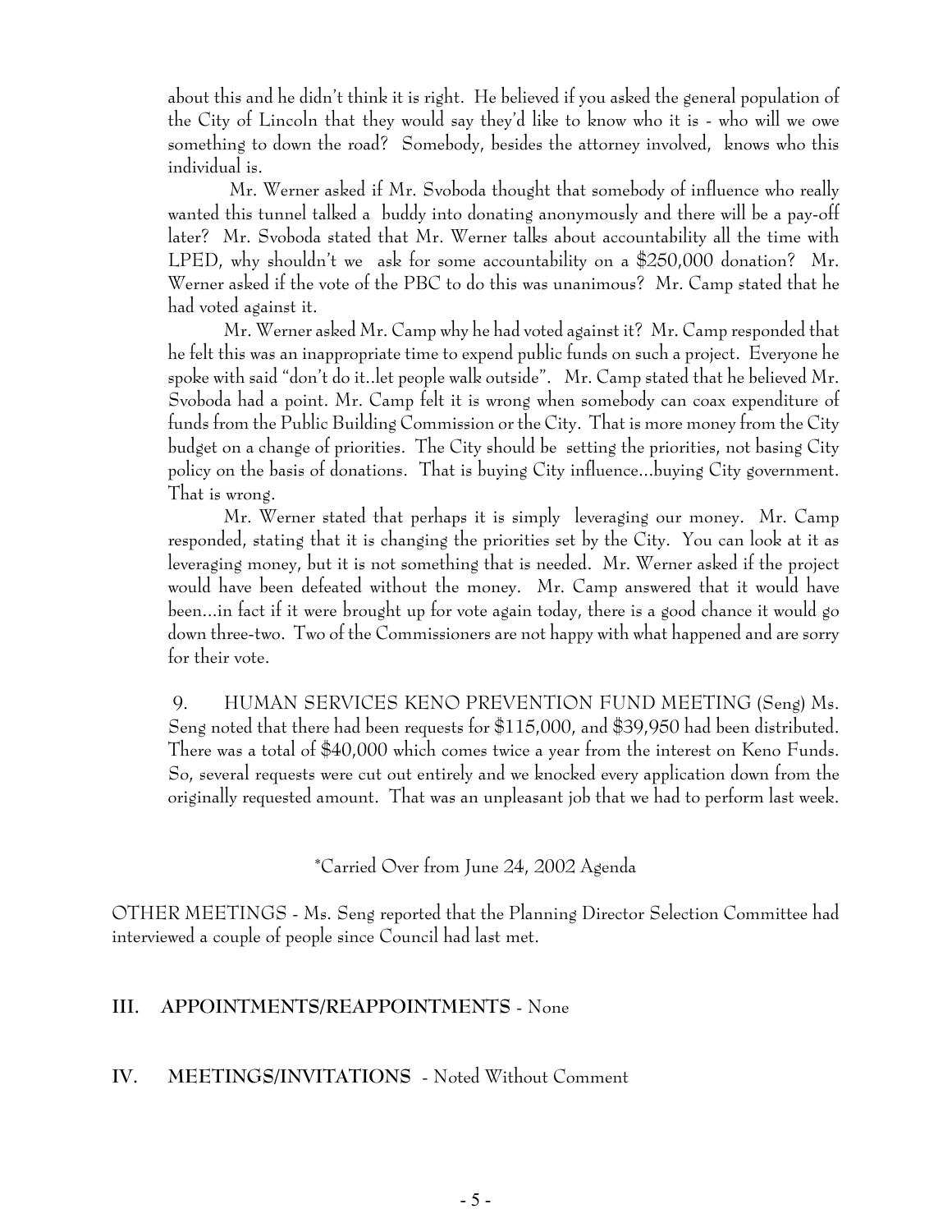about this and he didn't think it is right. He believed if you asked the general population of the City of Lincoln that they would say they'd like to know who it is - who will we owe something to down the road? Somebody, besides the attorney involved, knows who this individual is.

Mr. Werner asked if Mr. Svoboda thought that somebody of influence who really wanted this tunnel talked a buddy into donating anonymously and there will be a pay-off later? Mr. Svoboda stated that Mr. Werner talks about accountability all the time with LPED, why shouldn't we ask for some accountability on a $250,000 donation? Mr. Werner asked if the vote of the PBC to do this was unanimous? Mr. Camp stated that he had voted against it.

Mr. Werner asked Mr. Camp why he had voted against it? Mr. Camp responded that he felt this was an inappropriate time to expend public funds on such a project. Everyone he spoke with said "don't do it..let people walk outside". Mr. Camp stated that he believed Mr. Svoboda had a point. Mr. Camp felt it is wrong when somebody can coax expenditure of funds from the Public Building Commission or the City. That is more money from the City budget on a change of priorities. The City should be setting the priorities, not basing City policy on the basis of donations. That is buying City influence...buying City government. That is wrong.

Mr. Werner stated that perhaps it is simply leveraging our money. Mr. Camp responded, stating that it is changing the priorities set by the City. You can look at it as leveraging money, but it is not something that is needed. Mr. Werner asked if the project would have been defeated without the money. Mr. Camp answered that it would have been...in fact if it were brought up for vote again today, there is a good chance it would go down three-two. Two of the Commissioners are not happy with what happened and are sorry for their vote.

9. HUMAN SERVICES KENO PREVENTION FUND MEETING (Seng) Ms. Seng noted that there had been requests for $115,000, and $39,950 had been distributed. There was a total of $40,000 which comes twice a year from the interest on Keno Funds. So, several requests were cut out entirely and we knocked every application down from the originally requested amount. That was an unpleasant job that we had to perform last week.

*Carried Over from June 24, 2002 Agenda

OTHER MEETINGS - Ms. Seng reported that the Planning Director Selection Committee had interviewed a couple of people since Council had last met.

## III. APPOINTMENTS/REAPPOINTMENTS - None

## IV. MEETINGS/INVITATIONS - Noted Without Comment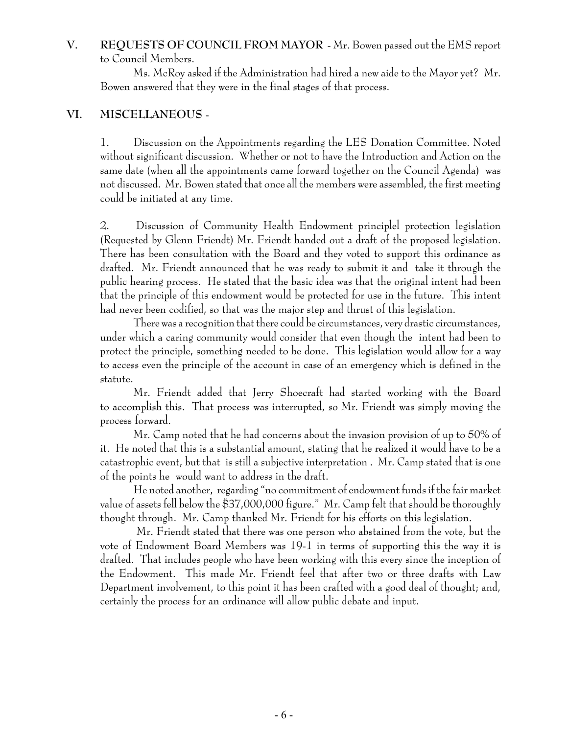**V. REQUESTS OF COUNCIL FROM MAYOR** - Mr. Bowen passed out the EMS report to Council Members.

Ms. McRoy asked if the Administration had hired a new aide to the Mayor yet? Mr. Bowen answered that they were in the final stages of that process.

**VI. MISCELLANEOUS** -

1. Discussion on the Appointments regarding the LES Donation Committee. Noted without significant discussion. Whether or not to have the Introduction and Action on the same date (when all the appointments came forward together on the Council Agenda) was not discussed. Mr. Bowen stated that once all the members were assembled, the first meeting could be initiated at any time.

2. Discussion of Community Health Endowment principlel protection legislation (Requested by Glenn Friendt) Mr. Friendt handed out a draft of the proposed legislation. There has been consultation with the Board and they voted to support this ordinance as drafted. Mr. Friendt announced that he was ready to submit it and take it through the public hearing process. He stated that the basic idea was that the original intent had been that the principle of this endowment would be protected for use in the future. This intent had never been codified, so that was the major step and thrust of this legislation.

There was a recognition that there could be circumstances, very drastic circumstances, under which a caring community would consider that even though the intent had been to protect the principle, something needed to be done. This legislation would allow for a way to access even the principle of the account in case of an emergency which is defined in the statute.

Mr. Friendt added that Jerry Shoecraft had started working with the Board to accomplish this. That process was interrupted, so Mr. Friendt was simply moving the process forward.

Mr. Camp noted that he had concerns about the invasion provision of up to 50% of it. He noted that this is a substantial amount, stating that he realized it would have to be a catastrophic event, but that is still a subjective interpretation . Mr. Camp stated that is one of the points he would want to address in the draft.

He noted another, regarding "no commitment of endowment funds if the fair market value of assets fell below the $37,000,000 figure." Mr. Camp felt that should be thoroughly thought through. Mr. Camp thanked Mr. Friendt for his efforts on this legislation.

Mr. Friendt stated that there was one person who abstained from the vote, but the vote of Endowment Board Members was 19-1 in terms of supporting this the way it is drafted. That includes people who have been working with this every since the inception of the Endowment. This made Mr. Friendt feel that after two or three drafts with Law Department involvement, to this point it has been crafted with a good deal of thought; and, certainly the process for an ordinance will allow public debate and input.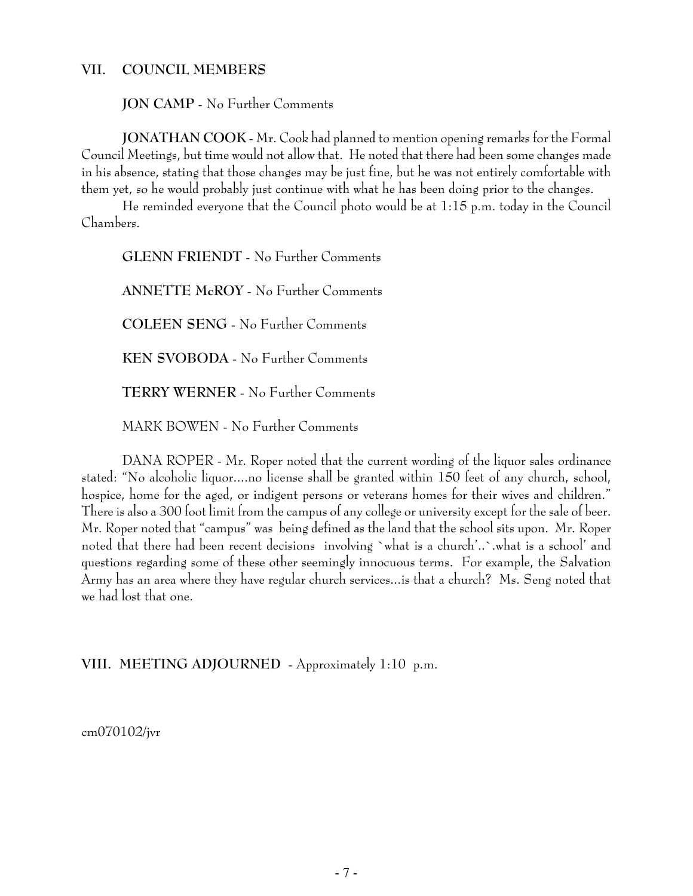## VII. COUNCIL MEMBERS

**JON CAMP** - No Further Comments

**JONATHAN COOK** - Mr. Cook had planned to mention opening remarks for the Formal Council Meetings, but time would not allow that. He noted that there had been some changes made in his absence, stating that those changes may be just fine, but he was not entirely comfortable with them yet, so he would probably just continue with what he has been doing prior to the changes.

He reminded everyone that the Council photo would be at 1:15 p.m. today in the Council Chambers.

**GLENN FRIENDT** - No Further Comments

**ANNETTE McROY** - No Further Comments

**COLEEN SENG** - No Further Comments

**KEN SVOBODA** - No Further Comments

**TERRY WERNER** - No Further Comments

MARK BOWEN - No Further Comments

DANA ROPER - Mr. Roper noted that the current wording of the liquor sales ordinance stated: "No alcoholic liquor....no license shall be granted within 150 feet of any church, school, hospice, home for the aged, or indigent persons or veterans homes for their wives and children." There is also a 300 foot limit from the campus of any college or university except for the sale of beer. Mr. Roper noted that "campus" was being defined as the land that the school sits upon. Mr. Roper noted that there had been recent decisions involving `what is a church'..`.what is a school' and questions regarding some of these other seemingly innocuous terms. For example, the Salvation Army has an area where they have regular church services...is that a church? Ms. Seng noted that we had lost that one.

## VIII. MEETING ADJOURNED - Approximately 1:10 p.m.

cm070102/jvr